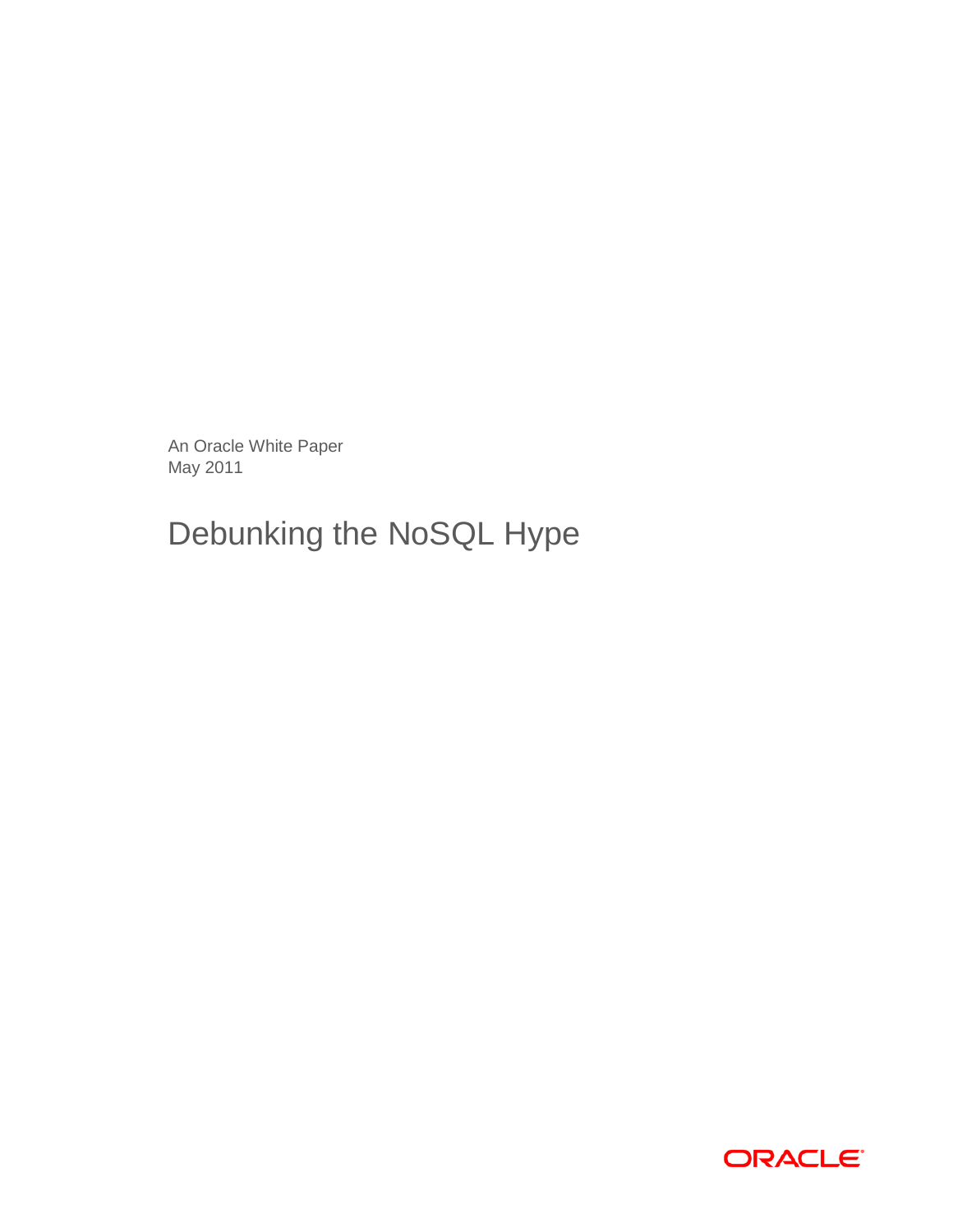An Oracle White Paper
May 2011

# Debunking the NoSQL Hype

ORACLE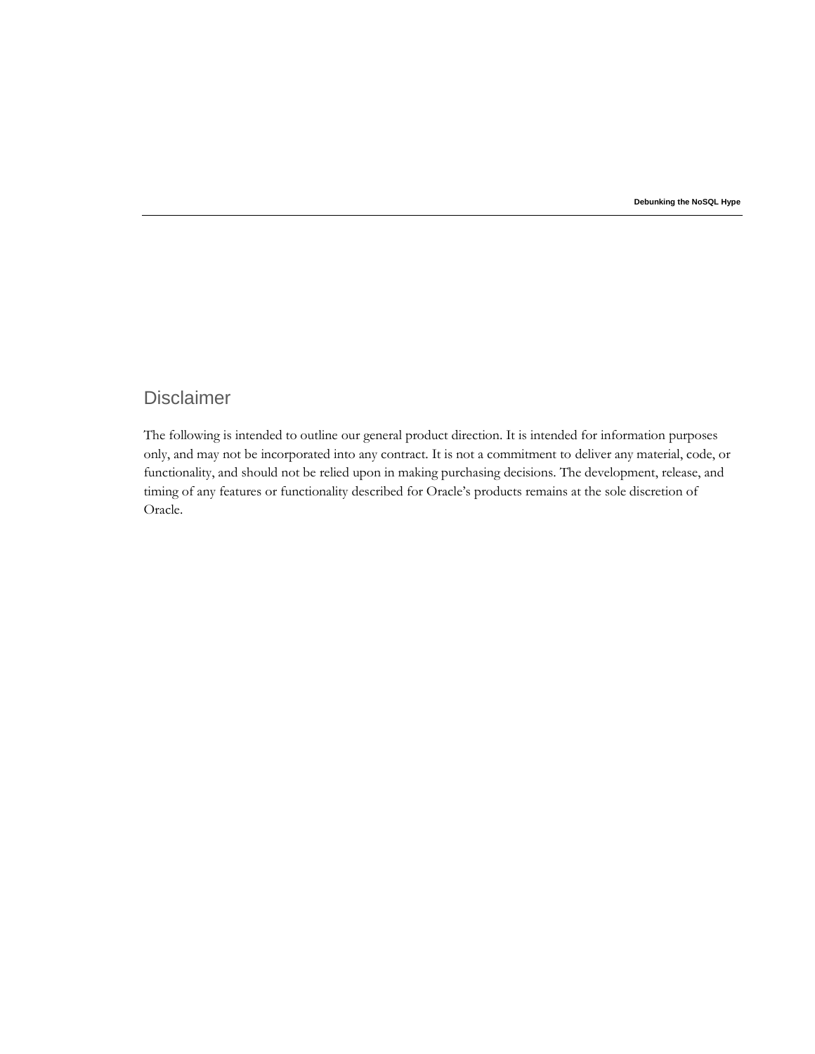## Disclaimer

The following is intended to outline our general product direction. It is intended for information purposes only, and may not be incorporated into any contract. It is not a commitment to deliver any material, code, or functionality, and should not be relied upon in making purchasing decisions. The development, release, and timing of any features or functionality described for Oracle's products remains at the sole discretion of Oracle.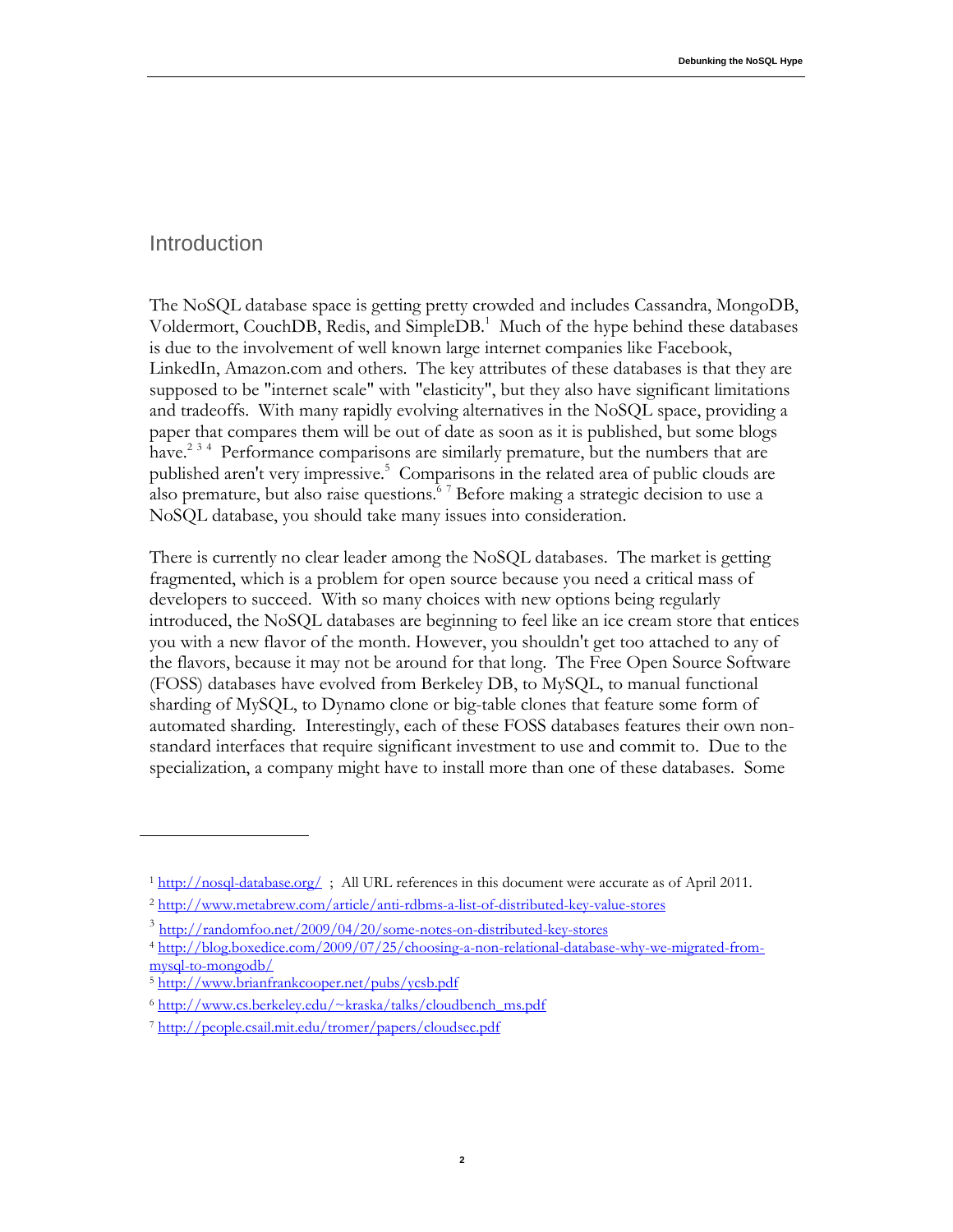## Introduction

The NoSQL database space is getting pretty crowded and includes Cassandra, MongoDB, Voldermort, CouchDB, Redis, and SimpleDB.[1] Much of the hype behind these databases is due to the involvement of well known large internet companies like Facebook, LinkedIn, Amazon.com and others. The key attributes of these databases is that they are supposed to be "internet scale" with "elasticity", but they also have significant limitations and tradeoffs. With many rapidly evolving alternatives in the NoSQL space, providing a paper that compares them will be out of date as soon as it is published, but some blogs have.[2] [3] [4] Performance comparisons are similarly premature, but the numbers that are published aren't very impressive.[5] Comparisons in the related area of public clouds are also premature, but also raise questions.[6] [7] Before making a strategic decision to use a NoSQL database, you should take many issues into consideration.

There is currently no clear leader among the NoSQL databases. The market is getting fragmented, which is a problem for open source because you need a critical mass of developers to succeed. With so many choices with new options being regularly introduced, the NoSQL databases are beginning to feel like an ice cream store that entices you with a new flavor of the month. However, you shouldn't get too attached to any of the flavors, because it may not be around for that long. The Free Open Source Software (FOSS) databases have evolved from Berkeley DB, to MySQL, to manual functional sharding of MySQL, to Dynamo clone or big-table clones that feature some form of automated sharding. Interestingly, each of these FOSS databases features their own non-standard interfaces that require significant investment to use and commit to. Due to the specialization, a company might have to install more than one of these databases. Some

---

[1] http://nosql-database.org/ ; All URL references in this document were accurate as of April 2011.

[2] http://www.metabrew.com/article/anti-rdbms-a-list-of-distributed-key-value-stores

[3] http://randomfoo.net/2009/04/20/some-notes-on-distributed-key-stores

[4] http://blog.boxedice.com/2009/07/25/choosing-a-non-relational-database-why-we-migrated-from-mysql-to-mongodb/

[5] http://www.brianfrankcooper.net/pubs/ycsb.pdf

[6] http://www.cs.berkeley.edu/~kraska/talks/cloudbench_ms.pdf

[7] http://people.csail.mit.edu/tromer/papers/cloudsec.pdf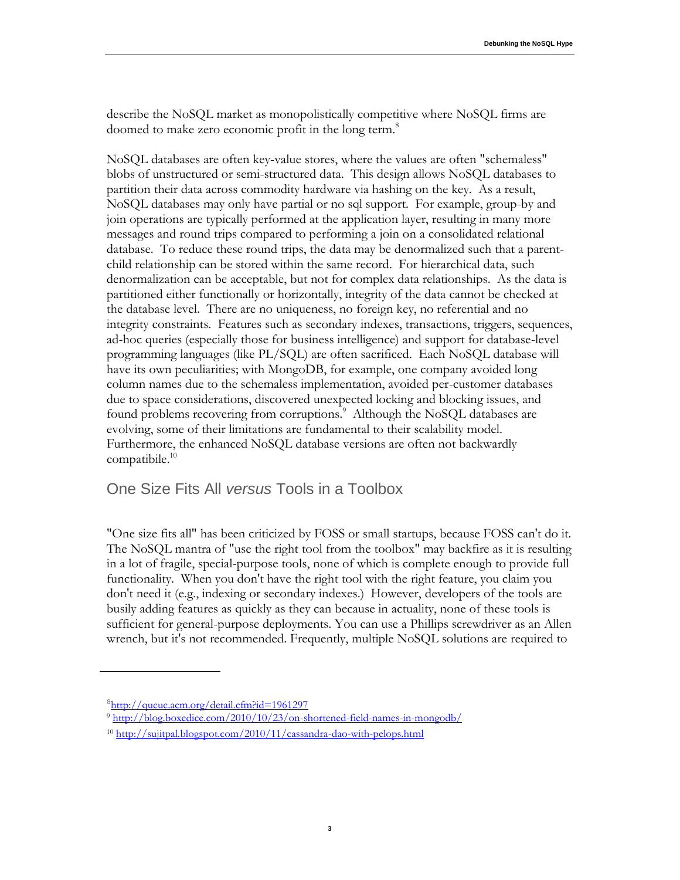describe the NoSQL market as monopolistically competitive where NoSQL firms are doomed to make zero economic profit in the long term.[8]

NoSQL databases are often key-value stores, where the values are often "schemaless" blobs of unstructured or semi-structured data. This design allows NoSQL databases to partition their data across commodity hardware via hashing on the key. As a result, NoSQL databases may only have partial or no sql support. For example, group-by and join operations are typically performed at the application layer, resulting in many more messages and round trips compared to performing a join on a consolidated relational database. To reduce these round trips, the data may be denormalized such that a parent-child relationship can be stored within the same record. For hierarchical data, such denormalization can be acceptable, but not for complex data relationships. As the data is partitioned either functionally or horizontally, integrity of the data cannot be checked at the database level. There are no uniqueness, no foreign key, no referential and no integrity constraints. Features such as secondary indexes, transactions, triggers, sequences, ad-hoc queries (especially those for business intelligence) and support for database-level programming languages (like PL/SQL) are often sacrificed. Each NoSQL database will have its own peculiarities; with MongoDB, for example, one company avoided long column names due to the schemaless implementation, avoided per-customer databases due to space considerations, discovered unexpected locking and blocking issues, and found problems recovering from corruptions.[9] Although the NoSQL databases are evolving, some of their limitations are fundamental to their scalability model. Furthermore, the enhanced NoSQL database versions are often not backwardly compatibile.[10]

## One Size Fits All *versus* Tools in a Toolbox

"One size fits all" has been criticized by FOSS or small startups, because FOSS can't do it. The NoSQL mantra of "use the right tool from the toolbox" may backfire as it is resulting in a lot of fragile, special-purpose tools, none of which is complete enough to provide full functionality. When you don't have the right tool with the right feature, you claim you don't need it (e.g., indexing or secondary indexes.) However, developers of the tools are busily adding features as quickly as they can because in actuality, none of these tools is sufficient for general-purpose deployments. You can use a Phillips screwdriver as an Allen wrench, but it's not recommended. Frequently, multiple NoSQL solutions are required to

---

[8] http://queue.acm.org/detail.cfm?id=1961297

[9] http://blog.boxedice.com/2010/10/23/on-shortened-field-names-in-mongodb/

[10] http://sujitpal.blogspot.com/2010/11/cassandra-dao-with-pelops.html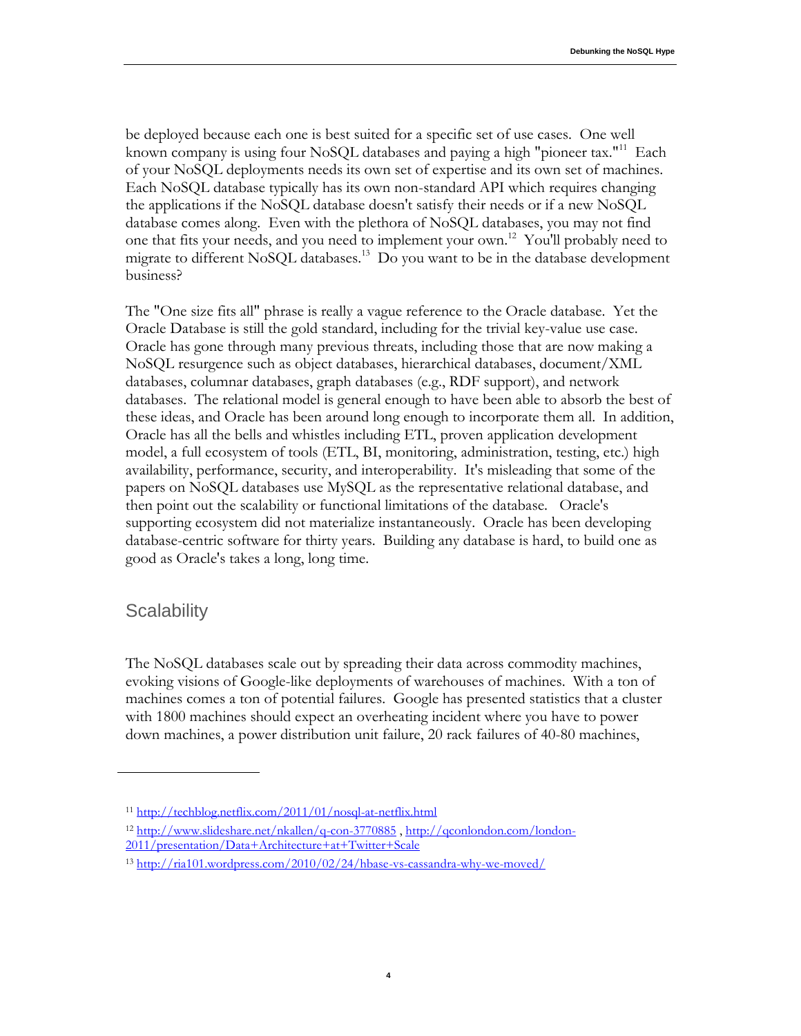be deployed because each one is best suited for a specific set of use cases. One well known company is using four NoSQL databases and paying a high "pioneer tax."[11] Each of your NoSQL deployments needs its own set of expertise and its own set of machines. Each NoSQL database typically has its own non-standard API which requires changing the applications if the NoSQL database doesn't satisfy their needs or if a new NoSQL database comes along. Even with the plethora of NoSQL databases, you may not find one that fits your needs, and you need to implement your own.[12] You'll probably need to migrate to different NoSQL databases.[13] Do you want to be in the database development business?

The "One size fits all" phrase is really a vague reference to the Oracle database. Yet the Oracle Database is still the gold standard, including for the trivial key-value use case. Oracle has gone through many previous threats, including those that are now making a NoSQL resurgence such as object databases, hierarchical databases, document/XML databases, columnar databases, graph databases (e.g., RDF support), and network databases. The relational model is general enough to have been able to absorb the best of these ideas, and Oracle has been around long enough to incorporate them all. In addition, Oracle has all the bells and whistles including ETL, proven application development model, a full ecosystem of tools (ETL, BI, monitoring, administration, testing, etc.) high availability, performance, security, and interoperability. It's misleading that some of the papers on NoSQL databases use MySQL as the representative relational database, and then point out the scalability or functional limitations of the database. Oracle's supporting ecosystem did not materialize instantaneously. Oracle has been developing database-centric software for thirty years. Building any database is hard, to build one as good as Oracle's takes a long, long time.

## Scalability

The NoSQL databases scale out by spreading their data across commodity machines, evoking visions of Google-like deployments of warehouses of machines. With a ton of machines comes a ton of potential failures. Google has presented statistics that a cluster with 1800 machines should expect an overheating incident where you have to power down machines, a power distribution unit failure, 20 rack failures of 40-80 machines,

---

[11] http://techblog.netflix.com/2011/01/nosql-at-netflix.html

[12] http://www.slideshare.net/nkallen/q-con-3770885 , http://qconlondon.com/london-2011/presentation/Data+Architecture+at+Twitter+Scale

[13] http://ria101.wordpress.com/2010/02/24/hbase-vs-cassandra-why-we-moved/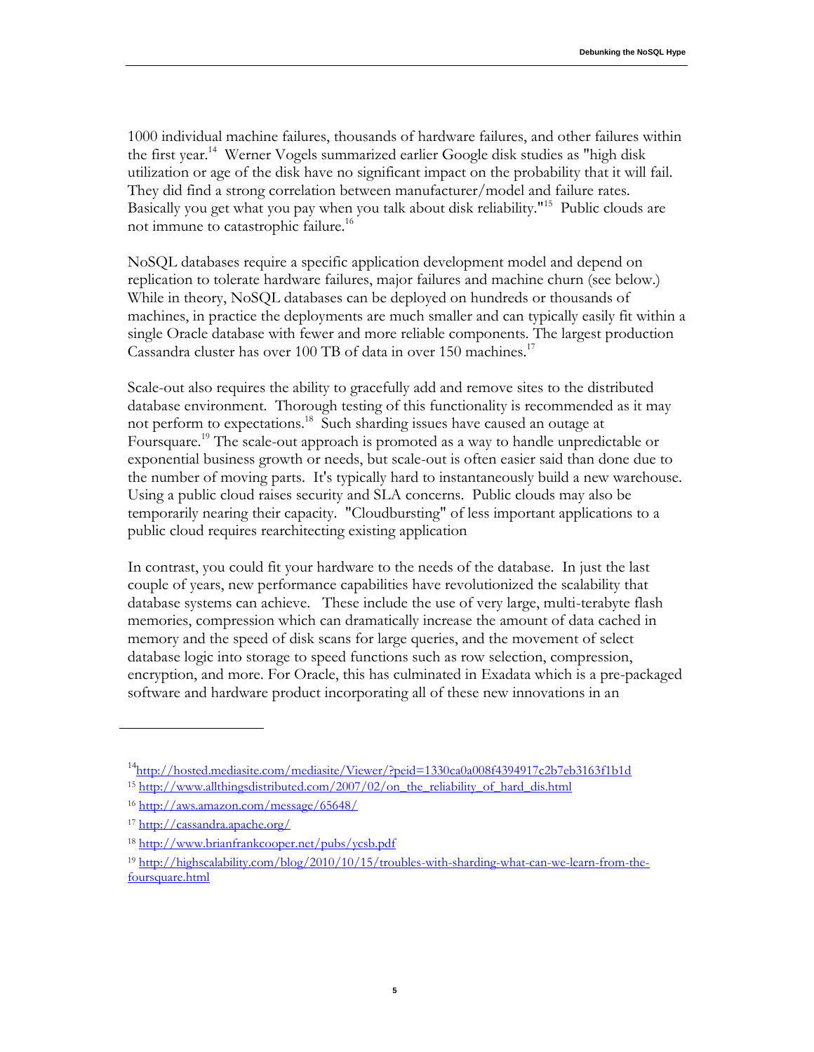1000 individual machine failures, thousands of hardware failures, and other failures within the first year.[14] Werner Vogels summarized earlier Google disk studies as "high disk utilization or age of the disk have no significant impact on the probability that it will fail. They did find a strong correlation between manufacturer/model and failure rates. Basically you get what you pay when you talk about disk reliability."[15] Public clouds are not immune to catastrophic failure.[16]

NoSQL databases require a specific application development model and depend on replication to tolerate hardware failures, major failures and machine churn (see below.) While in theory, NoSQL databases can be deployed on hundreds or thousands of machines, in practice the deployments are much smaller and can typically easily fit within a single Oracle database with fewer and more reliable components. The largest production Cassandra cluster has over 100 TB of data in over 150 machines.[17]

Scale-out also requires the ability to gracefully add and remove sites to the distributed database environment. Thorough testing of this functionality is recommended as it may not perform to expectations.[18] Such sharding issues have caused an outage at Foursquare.[19] The scale-out approach is promoted as a way to handle unpredictable or exponential business growth or needs, but scale-out is often easier said than done due to the number of moving parts. It's typically hard to instantaneously build a new warehouse. Using a public cloud raises security and SLA concerns. Public clouds may also be temporarily nearing their capacity. "Cloudbursting" of less important applications to a public cloud requires rearchitecting existing application

In contrast, you could fit your hardware to the needs of the database. In just the last couple of years, new performance capabilities have revolutionized the scalability that database systems can achieve. These include the use of very large, multi-terabyte flash memories, compression which can dramatically increase the amount of data cached in memory and the speed of disk scans for large queries, and the movement of select database logic into storage to speed functions such as row selection, compression, encryption, and more. For Oracle, this has culminated in Exadata which is a pre-packaged software and hardware product incorporating all of these new innovations in an

---

[14] http://hosted.mediasite.com/mediasite/Viewer/?peid=1330ca0a008f4394917c2b7eb3163f1b1d

[15] http://www.allthingsdistributed.com/2007/02/on_the_reliability_of_hard_dis.html

[16] http://aws.amazon.com/message/65648/

[17] http://cassandra.apache.org/

[18] http://www.brianfrankcooper.net/pubs/ycsb.pdf

[19] http://highscalability.com/blog/2010/10/15/troubles-with-sharding-what-can-we-learn-from-the-foursquare.html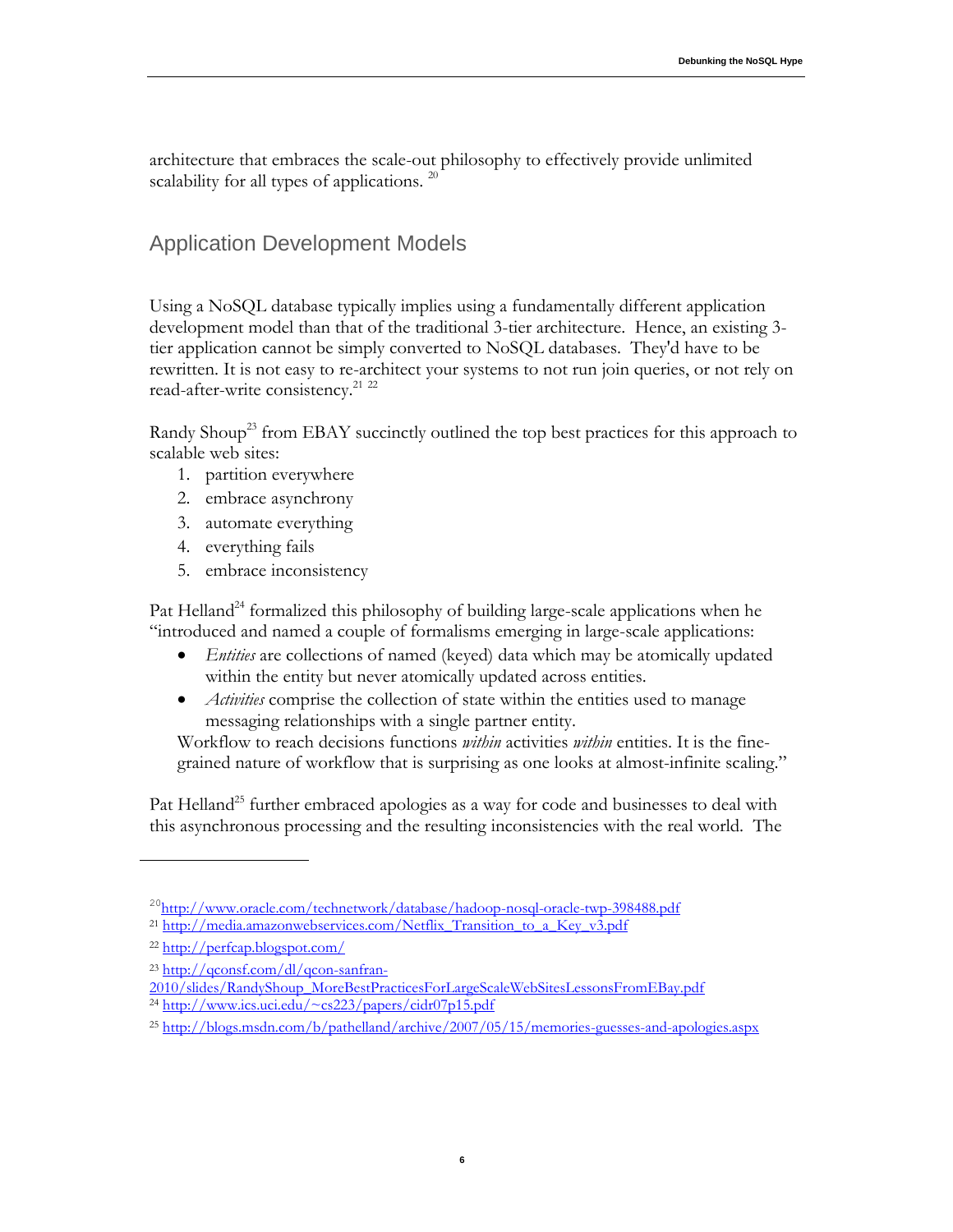architecture that embraces the scale-out philosophy to effectively provide unlimited scalability for all types of applications. [20]

## Application Development Models

Using a NoSQL database typically implies using a fundamentally different application development model than that of the traditional 3-tier architecture. Hence, an existing 3-tier application cannot be simply converted to NoSQL databases. They'd have to be rewritten. It is not easy to re-architect your systems to not run join queries, or not rely on read-after-write consistency.[21] [22]

Randy Shoup[23] from EBAY succinctly outlined the top best practices for this approach to scalable web sites:

1. partition everywhere
2. embrace asynchrony
3. automate everything
4. everything fails
5. embrace inconsistency

Pat Helland[24] formalized this philosophy of building large-scale applications when he "introduced and named a couple of formalisms emerging in large-scale applications:

- *Entities* are collections of named (keyed) data which may be atomically updated within the entity but never atomically updated across entities.
- *Activities* comprise the collection of state within the entities used to manage messaging relationships with a single partner entity.

Workflow to reach decisions functions *within* activities *within* entities. It is the fine-grained nature of workflow that is surprising as one looks at almost-infinite scaling."

Pat Helland[25] further embraced apologies as a way for code and businesses to deal with this asynchronous processing and the resulting inconsistencies with the real world. The

---

[20] http://www.oracle.com/technetwork/database/hadoop-nosql-oracle-twp-398488.pdf

[21] http://media.amazonwebservices.com/Netflix_Transition_to_a_Key_v3.pdf

[22] http://perfcap.blogspot.com/

[23] http://qconsf.com/dl/qcon-sanfran-2010/slides/RandyShoup_MoreBestPracticesForLargeScaleWebSitesLessonsFromEBay.pdf

[24] http://www.ics.uci.edu/~cs223/papers/cidr07p15.pdf

[25] http://blogs.msdn.com/b/pathelland/archive/2007/05/15/memories-guesses-and-apologies.aspx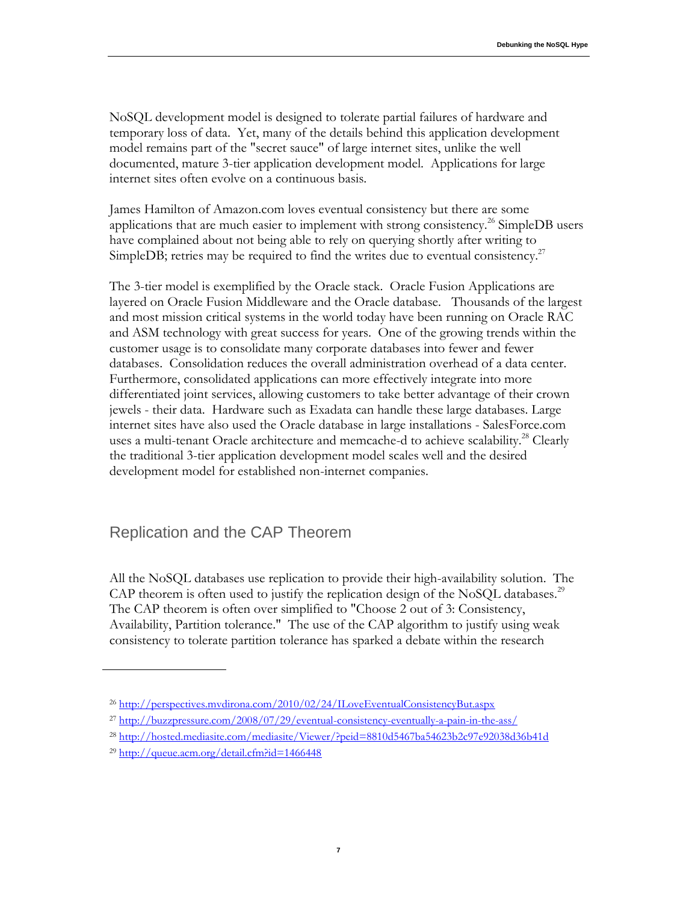NoSQL development model is designed to tolerate partial failures of hardware and temporary loss of data. Yet, many of the details behind this application development model remains part of the "secret sauce" of large internet sites, unlike the well documented, mature 3-tier application development model. Applications for large internet sites often evolve on a continuous basis.

James Hamilton of Amazon.com loves eventual consistency but there are some applications that are much easier to implement with strong consistency.[26] SimpleDB users have complained about not being able to rely on querying shortly after writing to SimpleDB; retries may be required to find the writes due to eventual consistency.[27]

The 3-tier model is exemplified by the Oracle stack. Oracle Fusion Applications are layered on Oracle Fusion Middleware and the Oracle database. Thousands of the largest and most mission critical systems in the world today have been running on Oracle RAC and ASM technology with great success for years. One of the growing trends within the customer usage is to consolidate many corporate databases into fewer and fewer databases. Consolidation reduces the overall administration overhead of a data center. Furthermore, consolidated applications can more effectively integrate into more differentiated joint services, allowing customers to take better advantage of their crown jewels - their data. Hardware such as Exadata can handle these large databases. Large internet sites have also used the Oracle database in large installations - SalesForce.com uses a multi-tenant Oracle architecture and memcache-d to achieve scalability.[28] Clearly the traditional 3-tier application development model scales well and the desired development model for established non-internet companies.

## Replication and the CAP Theorem

All the NoSQL databases use replication to provide their high-availability solution. The CAP theorem is often used to justify the replication design of the NoSQL databases.[29] The CAP theorem is often over simplified to "Choose 2 out of 3: Consistency, Availability, Partition tolerance." The use of the CAP algorithm to justify using weak consistency to tolerate partition tolerance has sparked a debate within the research

---

[26] http://perspectives.mvdirona.com/2010/02/24/ILoveEventualConsistencyBut.aspx

[27] http://buzzpressure.com/2008/07/29/eventual-consistency-eventually-a-pain-in-the-ass/

[28] http://hosted.mediasite.com/mediasite/Viewer/?peid=8810d5467ba54623b2c97e92038d36b41d

[29] http://queue.acm.org/detail.cfm?id=1466448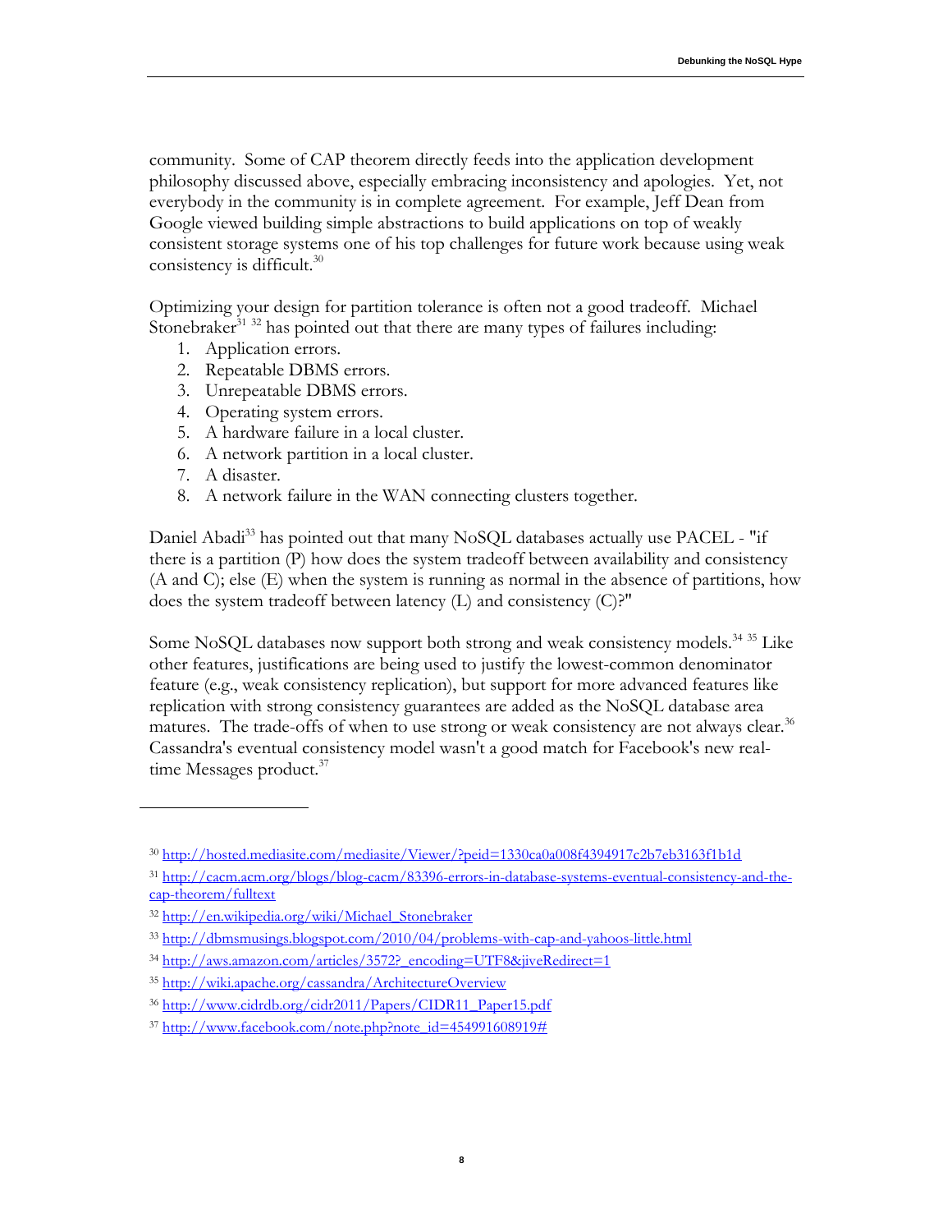community. Some of CAP theorem directly feeds into the application development philosophy discussed above, especially embracing inconsistency and apologies. Yet, not everybody in the community is in complete agreement. For example, Jeff Dean from Google viewed building simple abstractions to build applications on top of weakly consistent storage systems one of his top challenges for future work because using weak consistency is difficult.[30]

Optimizing your design for partition tolerance is often not a good tradeoff. Michael Stonebraker[31 32] has pointed out that there are many types of failures including:

1. Application errors.
2. Repeatable DBMS errors.
3. Unrepeatable DBMS errors.
4. Operating system errors.
5. A hardware failure in a local cluster.
6. A network partition in a local cluster.
7. A disaster.
8. A network failure in the WAN connecting clusters together.

Daniel Abadi[33] has pointed out that many NoSQL databases actually use PACEL - "if there is a partition (P) how does the system tradeoff between availability and consistency (A and C); else (E) when the system is running as normal in the absence of partitions, how does the system tradeoff between latency (L) and consistency (C)?"

Some NoSQL databases now support both strong and weak consistency models.[34 35] Like other features, justifications are being used to justify the lowest-common denominator feature (e.g., weak consistency replication), but support for more advanced features like replication with strong consistency guarantees are added as the NoSQL database area matures. The trade-offs of when to use strong or weak consistency are not always clear.[36] Cassandra's eventual consistency model wasn't a good match for Facebook's new real-time Messages product.[37]

---

[30] http://hosted.mediasite.com/mediasite/Viewer/?peid=1330ca0a008f4394917c2b7eb3163f1b1d

[31] http://cacm.acm.org/blogs/blog-cacm/83396-errors-in-database-systems-eventual-consistency-and-the-cap-theorem/fulltext

[32] http://en.wikipedia.org/wiki/Michael_Stonebraker

[33] http://dbmsmusings.blogspot.com/2010/04/problems-with-cap-and-yahoos-little.html

[34] http://aws.amazon.com/articles/3572?_encoding=UTF8&jiveRedirect=1

[35] http://wiki.apache.org/cassandra/ArchitectureOverview

[36] http://www.cidrdb.org/cidr2011/Papers/CIDR11_Paper15.pdf

[37] http://www.facebook.com/note.php?note_id=454991608919#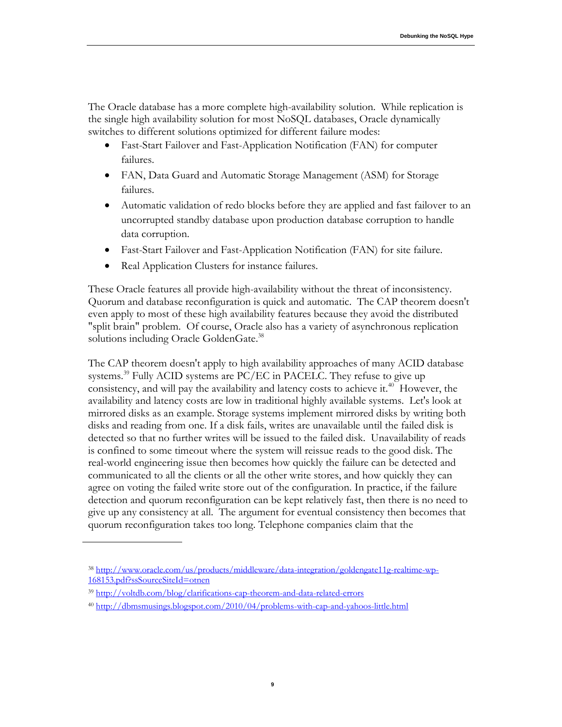The Oracle database has a more complete high-availability solution. While replication is the single high availability solution for most NoSQL databases, Oracle dynamically switches to different solutions optimized for different failure modes:

- Fast-Start Failover and Fast-Application Notification (FAN) for computer failures.
- FAN, Data Guard and Automatic Storage Management (ASM) for Storage failures.
- Automatic validation of redo blocks before they are applied and fast failover to an uncorrupted standby database upon production database corruption to handle data corruption.
- Fast-Start Failover and Fast-Application Notification (FAN) for site failure.
- Real Application Clusters for instance failures.

These Oracle features all provide high-availability without the threat of inconsistency. Quorum and database reconfiguration is quick and automatic. The CAP theorem doesn't even apply to most of these high availability features because they avoid the distributed "split brain" problem. Of course, Oracle also has a variety of asynchronous replication solutions including Oracle GoldenGate.[38]

The CAP theorem doesn't apply to high availability approaches of many ACID database systems.[39] Fully ACID systems are PC/EC in PACELC. They refuse to give up consistency, and will pay the availability and latency costs to achieve it.[40] However, the availability and latency costs are low in traditional highly available systems. Let's look at mirrored disks as an example. Storage systems implement mirrored disks by writing both disks and reading from one. If a disk fails, writes are unavailable until the failed disk is detected so that no further writes will be issued to the failed disk. Unavailability of reads is confined to some timeout where the system will reissue reads to the good disk. The real-world engineering issue then becomes how quickly the failure can be detected and communicated to all the clients or all the other write stores, and how quickly they can agree on voting the failed write store out of the configuration. In practice, if the failure detection and quorum reconfiguration can be kept relatively fast, then there is no need to give up any consistency at all. The argument for eventual consistency then becomes that quorum reconfiguration takes too long. Telephone companies claim that the

---

[38] http://www.oracle.com/us/products/middleware/data-integration/goldengate11g-realtime-wp-168153.pdf?ssSourceSiteId=otnen

[39] http://voltdb.com/blog/clarifications-cap-theorem-and-data-related-errors

[40] http://dbmsmusings.blogspot.com/2010/04/problems-with-cap-and-yahoos-little.html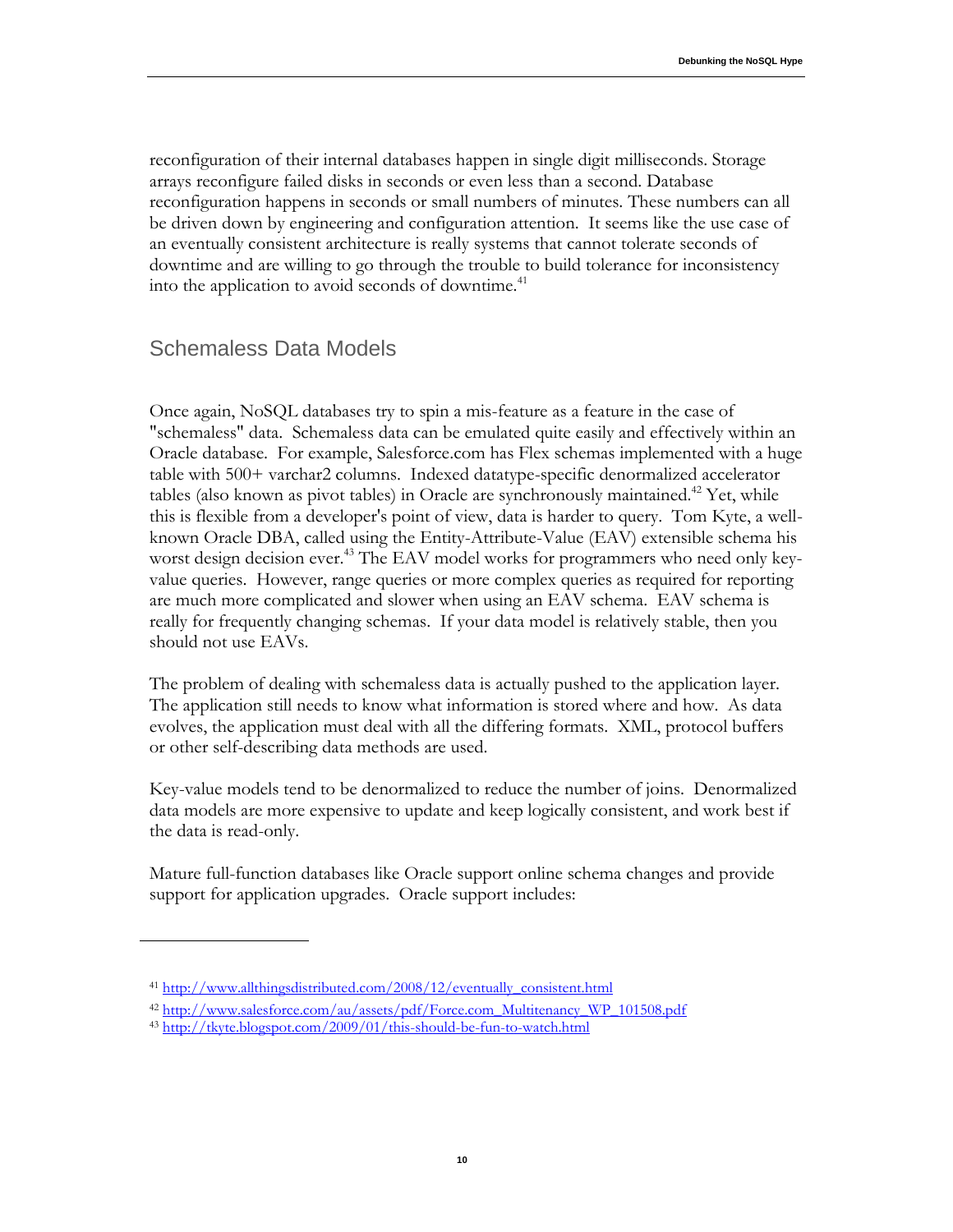reconfiguration of their internal databases happen in single digit milliseconds. Storage arrays reconfigure failed disks in seconds or even less than a second. Database reconfiguration happens in seconds or small numbers of minutes. These numbers can all be driven down by engineering and configuration attention. It seems like the use case of an eventually consistent architecture is really systems that cannot tolerate seconds of downtime and are willing to go through the trouble to build tolerance for inconsistency into the application to avoid seconds of downtime.[41]

## Schemaless Data Models

Once again, NoSQL databases try to spin a mis-feature as a feature in the case of "schemaless" data. Schemaless data can be emulated quite easily and effectively within an Oracle database. For example, Salesforce.com has Flex schemas implemented with a huge table with 500+ varchar2 columns. Indexed datatype-specific denormalized accelerator tables (also known as pivot tables) in Oracle are synchronously maintained.[42] Yet, while this is flexible from a developer's point of view, data is harder to query. Tom Kyte, a well-known Oracle DBA, called using the Entity-Attribute-Value (EAV) extensible schema his worst design decision ever.[43] The EAV model works for programmers who need only key-value queries. However, range queries or more complex queries as required for reporting are much more complicated and slower when using an EAV schema. EAV schema is really for frequently changing schemas. If your data model is relatively stable, then you should not use EAVs.

The problem of dealing with schemaless data is actually pushed to the application layer. The application still needs to know what information is stored where and how. As data evolves, the application must deal with all the differing formats. XML, protocol buffers or other self-describing data methods are used.

Key-value models tend to be denormalized to reduce the number of joins. Denormalized data models are more expensive to update and keep logically consistent, and work best if the data is read-only.

Mature full-function databases like Oracle support online schema changes and provide support for application upgrades. Oracle support includes:

---

[41] http://www.allthingsdistributed.com/2008/12/eventually_consistent.html

[42] http://www.salesforce.com/au/assets/pdf/Force.com_Multitenancy_WP_101508.pdf

[43] http://tkyte.blogspot.com/2009/01/this-should-be-fun-to-watch.html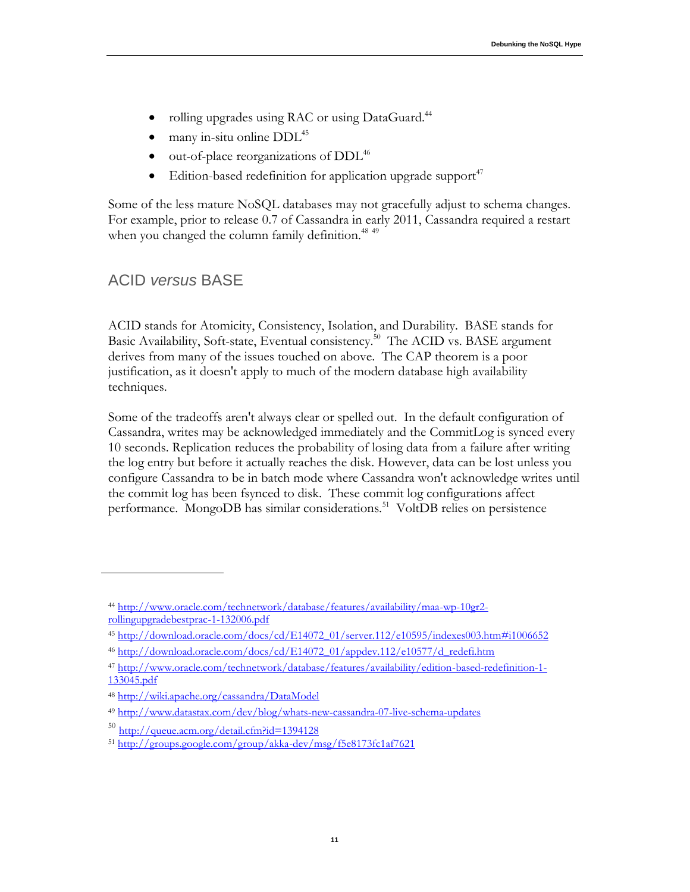- rolling upgrades using RAC or using DataGuard.[44]
- many in-situ online DDL[45]
- out-of-place reorganizations of DDL[46]
- Edition-based redefinition for application upgrade support[47]

Some of the less mature NoSQL databases may not gracefully adjust to schema changes. For example, prior to release 0.7 of Cassandra in early 2011, Cassandra required a restart when you changed the column family definition.[48] [49]

## ACID *versus* BASE

ACID stands for Atomicity, Consistency, Isolation, and Durability. BASE stands for Basic Availability, Soft-state, Eventual consistency.[50] The ACID vs. BASE argument derives from many of the issues touched on above. The CAP theorem is a poor justification, as it doesn't apply to much of the modern database high availability techniques.

Some of the tradeoffs aren't always clear or spelled out. In the default configuration of Cassandra, writes may be acknowledged immediately and the CommitLog is synced every 10 seconds. Replication reduces the probability of losing data from a failure after writing the log entry but before it actually reaches the disk. However, data can be lost unless you configure Cassandra to be in batch mode where Cassandra won't acknowledge writes until the commit log has been fsynced to disk. These commit log configurations affect performance. MongoDB has similar considerations.[51] VoltDB relies on persistence

---

[44] http://www.oracle.com/technetwork/database/features/availability/maa-wp-10gr2-rollingupgradebestprac-1-132006.pdf

[45] http://download.oracle.com/docs/cd/E14072_01/server.112/e10595/indexes003.htm#i1006652

[46] http://download.oracle.com/docs/cd/E14072_01/appdev.112/e10577/d_redefi.htm

[47] http://www.oracle.com/technetwork/database/features/availability/edition-based-redefinition-1-133045.pdf

[48] http://wiki.apache.org/cassandra/DataModel

[49] http://www.datastax.com/dev/blog/whats-new-cassandra-07-live-schema-updates

[50] http://queue.acm.org/detail.cfm?id=1394128

[51] http://groups.google.com/group/akka-dev/msg/f5e8173fc1af7621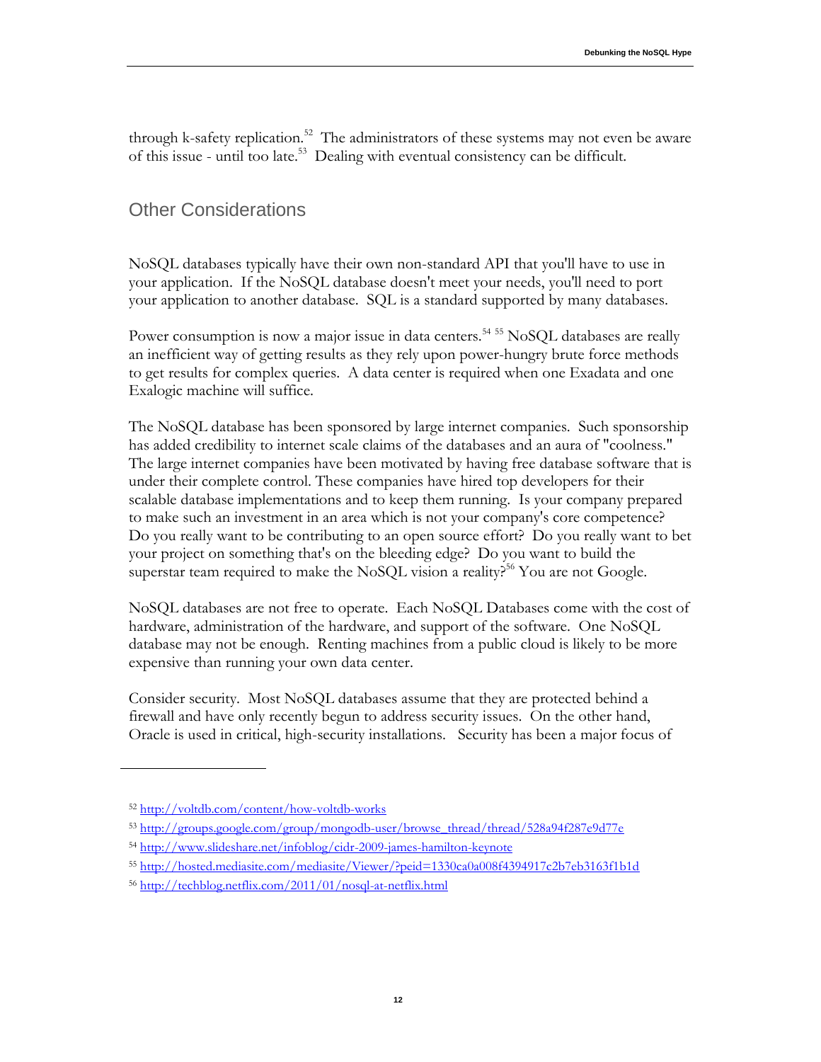through k-safety replication.[52] The administrators of these systems may not even be aware of this issue - until too late.[53] Dealing with eventual consistency can be difficult.

## Other Considerations

NoSQL databases typically have their own non-standard API that you'll have to use in your application. If the NoSQL database doesn't meet your needs, you'll need to port your application to another database. SQL is a standard supported by many databases.

Power consumption is now a major issue in data centers.[54] [55] NoSQL databases are really an inefficient way of getting results as they rely upon power-hungry brute force methods to get results for complex queries. A data center is required when one Exadata and one Exalogic machine will suffice.

The NoSQL database has been sponsored by large internet companies. Such sponsorship has added credibility to internet scale claims of the databases and an aura of "coolness." The large internet companies have been motivated by having free database software that is under their complete control. These companies have hired top developers for their scalable database implementations and to keep them running. Is your company prepared to make such an investment in an area which is not your company's core competence? Do you really want to be contributing to an open source effort? Do you really want to bet your project on something that's on the bleeding edge? Do you want to build the superstar team required to make the NoSQL vision a reality?[56] You are not Google.

NoSQL databases are not free to operate. Each NoSQL Databases come with the cost of hardware, administration of the hardware, and support of the software. One NoSQL database may not be enough. Renting machines from a public cloud is likely to be more expensive than running your own data center.

Consider security. Most NoSQL databases assume that they are protected behind a firewall and have only recently begun to address security issues. On the other hand, Oracle is used in critical, high-security installations. Security has been a major focus of

---

[52] http://voltdb.com/content/how-voltdb-works

[53] http://groups.google.com/group/mongodb-user/browse_thread/thread/528a94f287e9d77e

[54] http://www.slideshare.net/infoblog/cidr-2009-james-hamilton-keynote

[55] http://hosted.mediasite.com/mediasite/Viewer/?peid=1330ca0a008f4394917c2b7eb3163f1b1d

[56] http://techblog.netflix.com/2011/01/nosql-at-netflix.html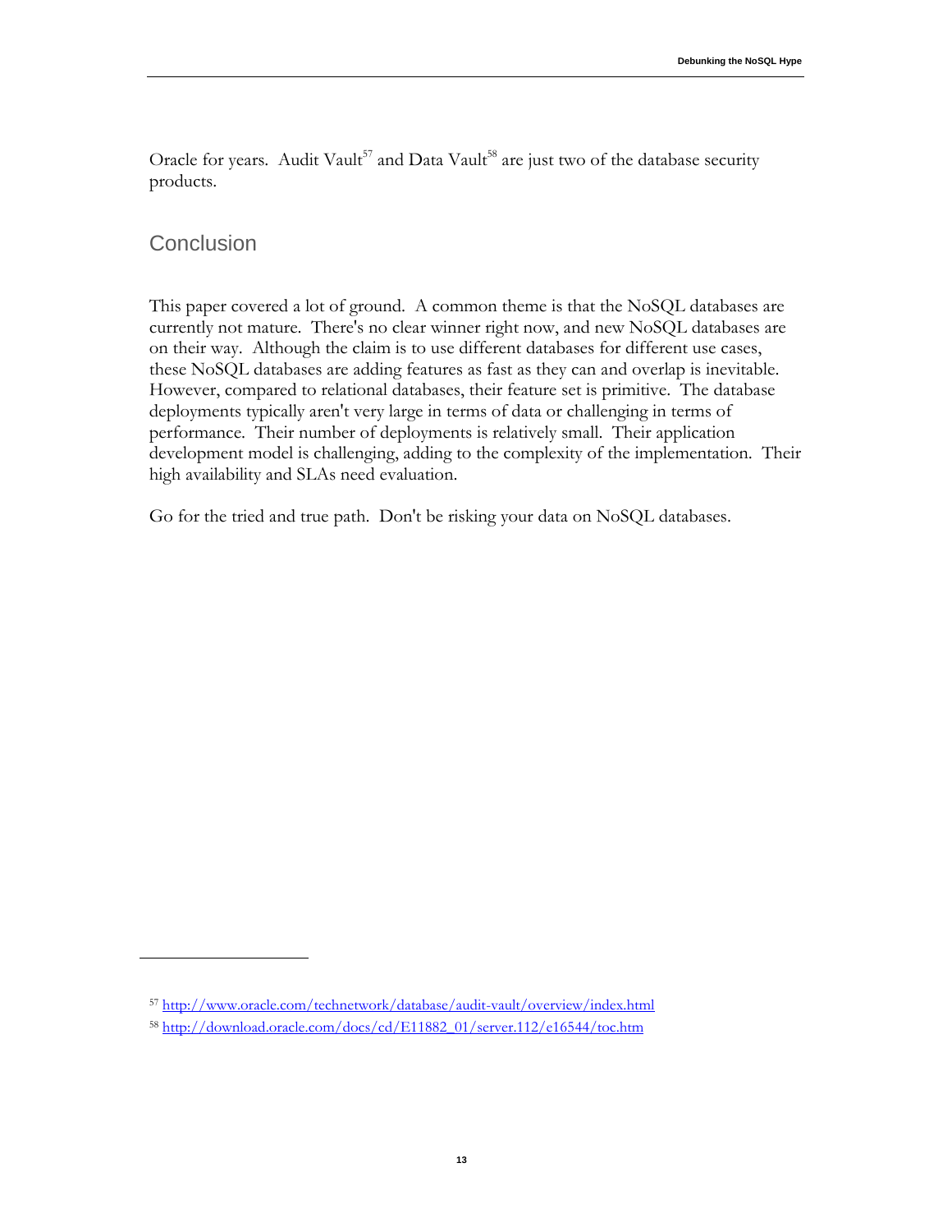Oracle for years. Audit Vault[57] and Data Vault[58] are just two of the database security products.

## Conclusion

This paper covered a lot of ground. A common theme is that the NoSQL databases are currently not mature. There's no clear winner right now, and new NoSQL databases are on their way. Although the claim is to use different databases for different use cases, these NoSQL databases are adding features as fast as they can and overlap is inevitable. However, compared to relational databases, their feature set is primitive. The database deployments typically aren't very large in terms of data or challenging in terms of performance. Their number of deployments is relatively small. Their application development model is challenging, adding to the complexity of the implementation. Their high availability and SLAs need evaluation.

Go for the tried and true path. Don't be risking your data on NoSQL databases.

---

[57] http://www.oracle.com/technetwork/database/audit-vault/overview/index.html

[58] http://download.oracle.com/docs/cd/E11882_01/server.112/e16544/toc.htm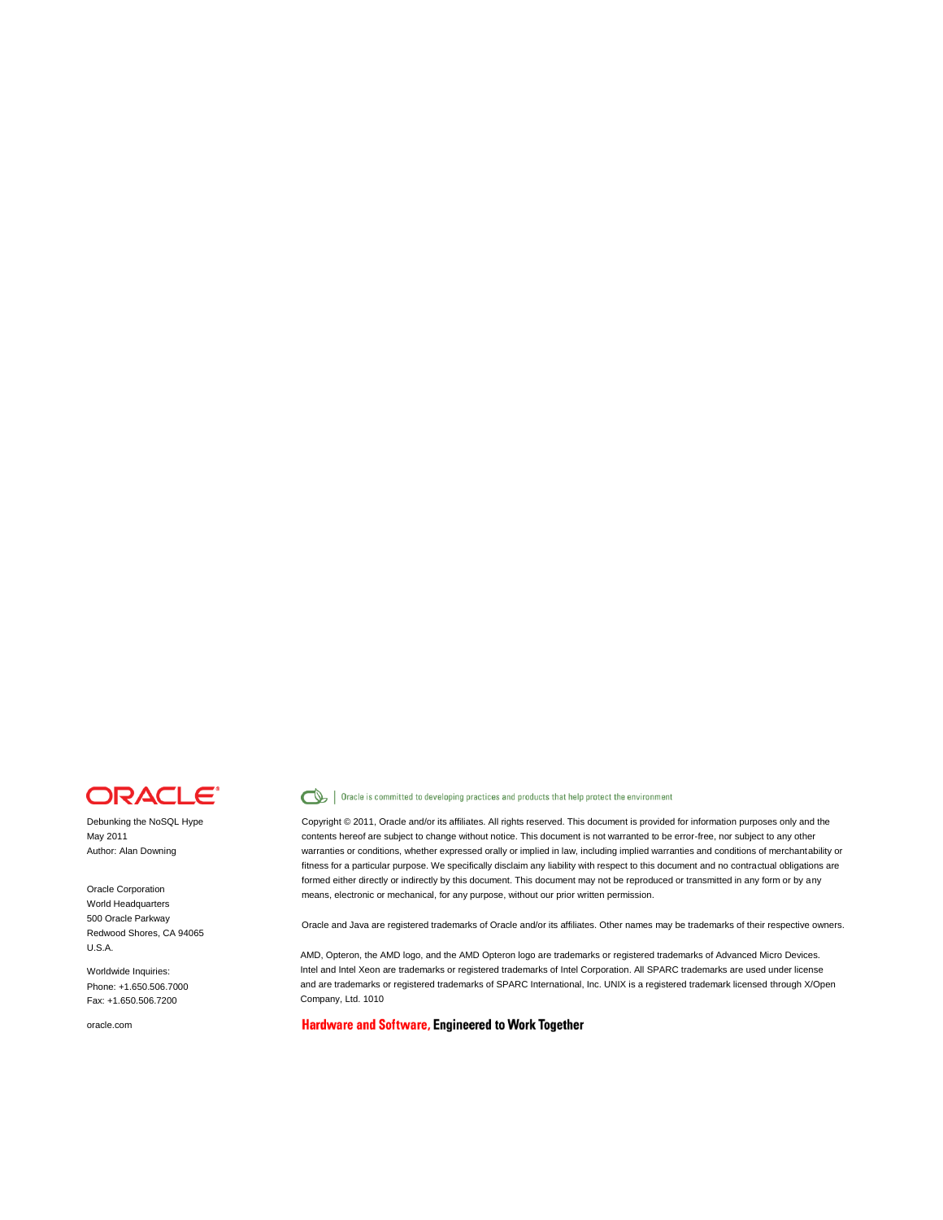ORACLE

Debunking the NoSQL Hype
May 2011
Author: Alan Downing

Oracle Corporation
World Headquarters
500 Oracle Parkway
Redwood Shores, CA 94065
U.S.A.

Worldwide Inquiries:
Phone: +1.650.506.7000
Fax: +1.650.506.7200

oracle.com

Oracle is committed to developing practices and products that help protect the environment

Copyright © 2011, Oracle and/or its affiliates. All rights reserved. This document is provided for information purposes only and the contents hereof are subject to change without notice. This document is not warranted to be error-free, nor subject to any other warranties or conditions, whether expressed orally or implied in law, including implied warranties and conditions of merchantability or fitness for a particular purpose. We specifically disclaim any liability with respect to this document and no contractual obligations are formed either directly or indirectly by this document. This document may not be reproduced or transmitted in any form or by any means, electronic or mechanical, for any purpose, without our prior written permission.

Oracle and Java are registered trademarks of Oracle and/or its affiliates. Other names may be trademarks of their respective owners.

AMD, Opteron, the AMD logo, and the AMD Opteron logo are trademarks or registered trademarks of Advanced Micro Devices. Intel and Intel Xeon are trademarks or registered trademarks of Intel Corporation. All SPARC trademarks are used under license and are trademarks or registered trademarks of SPARC International, Inc. UNIX is a registered trademark licensed through X/Open Company, Ltd. 1010

**Hardware and Software, Engineered to Work Together**